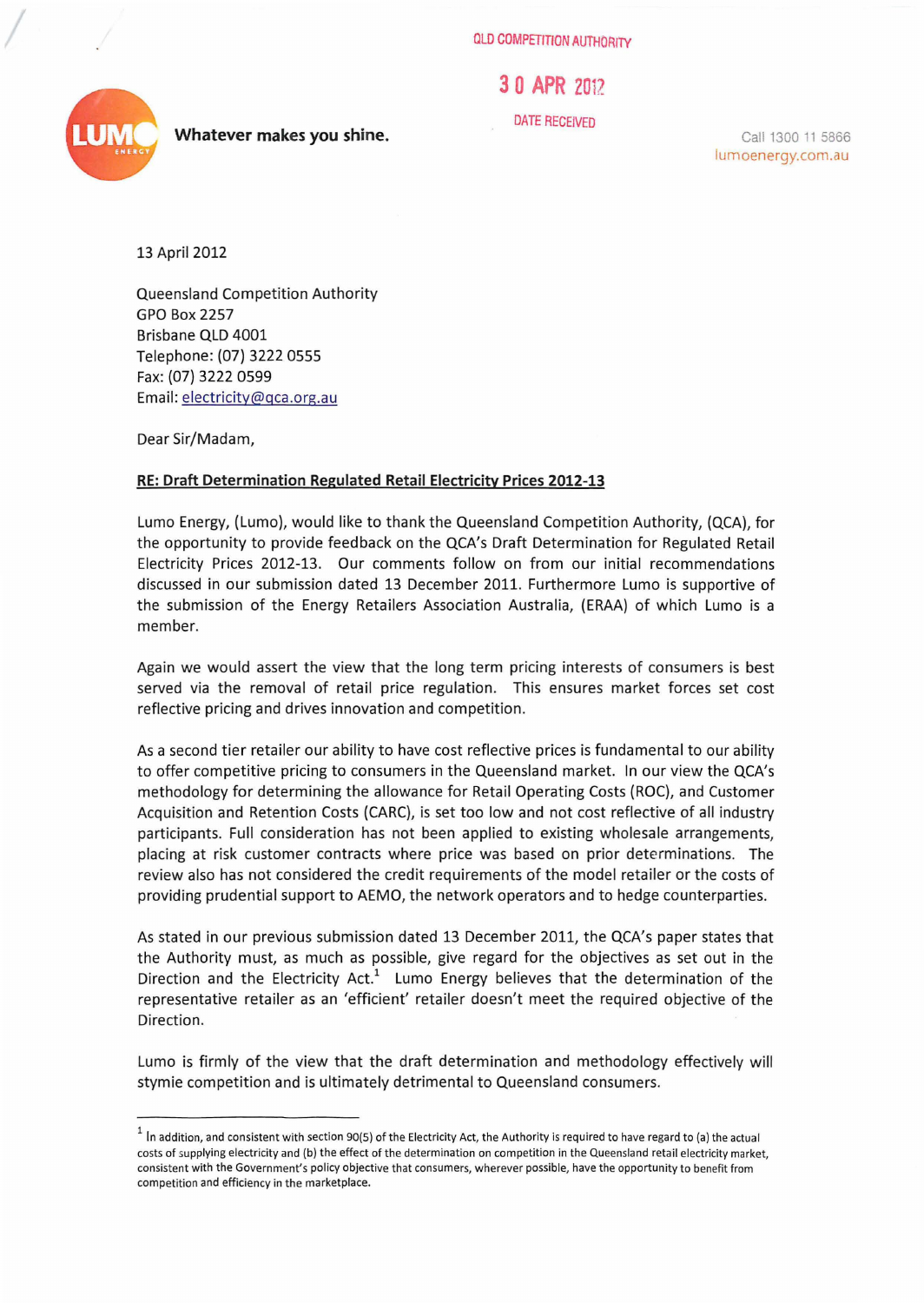QLD COMPETITION AUTHORITY

30 APR 2012

DATE RECEIVED

**Whatever makes you shine.**

Call 1300 11 5866
lumoenergy.com.au

13 April 2012

Queensland Competition Authority
GPO Box 2257
Brisbane QLD 4001
Telephone: (07) 3222 0555
Fax: (07) 3222 0599
Email: electricity@qca.org.au

Dear Sir/Madam,

**RE: Draft Determination Regulated Retail Electricity Prices 2012-13**

Lumo Energy, (Lumo), would like to thank the Queensland Competition Authority, (QCA), for the opportunity to provide feedback on the QCA's Draft Determination for Regulated Retail Electricity Prices 2012-13. Our comments follow on from our initial recommendations discussed in our submission dated 13 December 2011. Furthermore Lumo is supportive of the submission of the Energy Retailers Association Australia, (ERAA) of which Lumo is a member.

Again we would assert the view that the long term pricing interests of consumers is best served via the removal of retail price regulation. This ensures market forces set cost reflective pricing and drives innovation and competition.

As a second tier retailer our ability to have cost reflective prices is fundamental to our ability to offer competitive pricing to consumers in the Queensland market. In our view the QCA's methodology for determining the allowance for Retail Operating Costs (ROC), and Customer Acquisition and Retention Costs (CARC), is set too low and not cost reflective of all industry participants. Full consideration has not been applied to existing wholesale arrangements, placing at risk customer contracts where price was based on prior determinations. The review also has not considered the credit requirements of the model retailer or the costs of providing prudential support to AEMO, the network operators and to hedge counterparties.

As stated in our previous submission dated 13 December 2011, the QCA's paper states that the Authority must, as much as possible, give regard for the objectives as set out in the Direction and the Electricity Act.[1] Lumo Energy believes that the determination of the representative retailer as an 'efficient' retailer doesn't meet the required objective of the Direction.

Lumo is firmly of the view that the draft determination and methodology effectively will stymie competition and is ultimately detrimental to Queensland consumers.

---

[1] In addition, and consistent with section 90(5) of the Electricity Act, the Authority is required to have regard to (a) the actual costs of supplying electricity and (b) the effect of the determination on competition in the Queensland retail electricity market, consistent with the Government's policy objective that consumers, wherever possible, have the opportunity to benefit from competition and efficiency in the marketplace.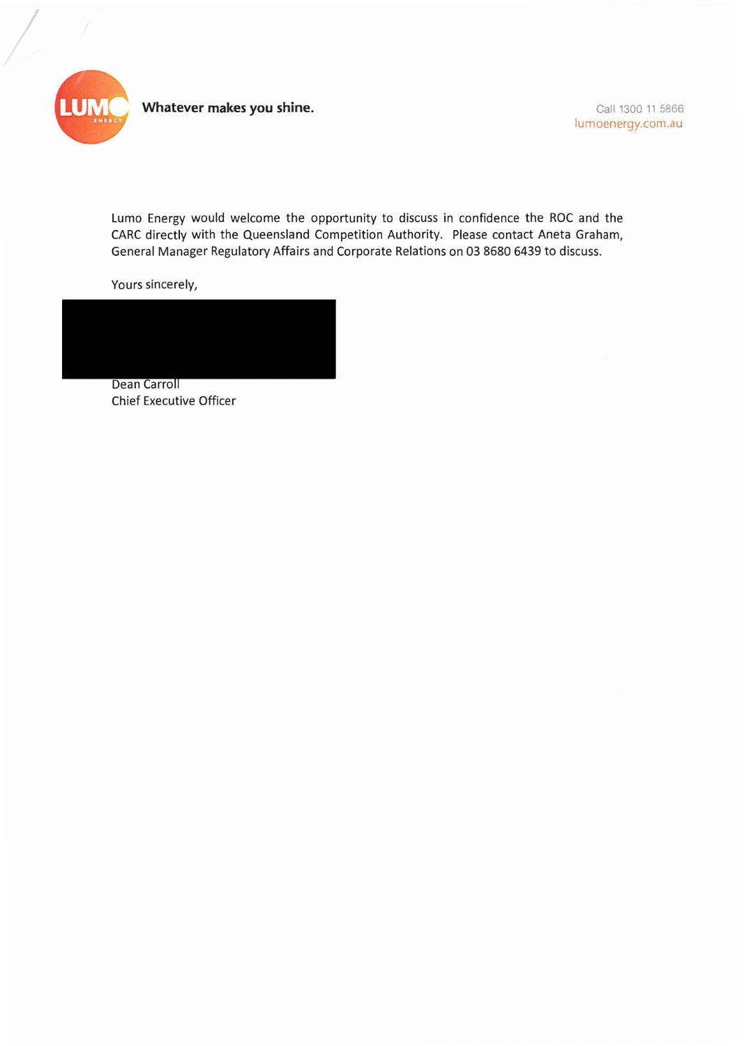Lumo Energy would welcome the opportunity to discuss in confidence the ROC and the CARC directly with the Queensland Competition Authority. Please contact Aneta Graham, General Manager Regulatory Affairs and Corporate Relations on 03 8680 6439 to discuss.

Yours sincerely,

Dean Carroll
Chief Executive Officer